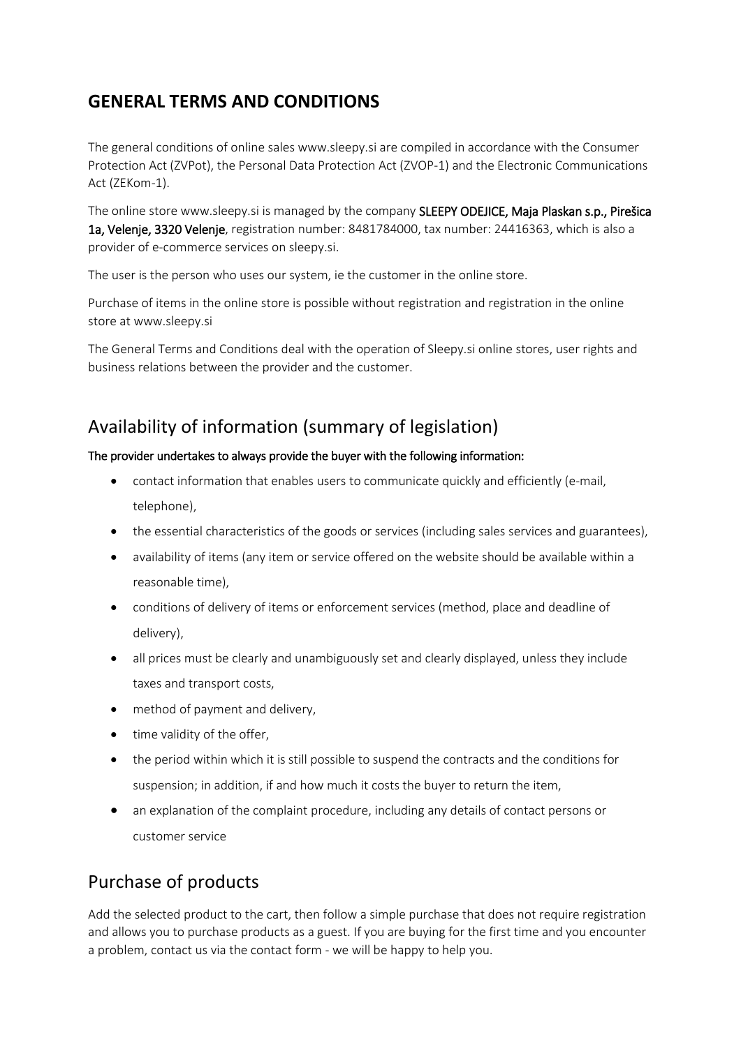# GENERAL TERMS AND CONDITIONS

The general conditions of online sales www.sleepy.si are compiled in accordance with the Consumer Protection Act (ZVPot), the Personal Data Protection Act (ZVOP-1) and the Electronic Communications Act (ZEKom-1).

The online store www.sleepy.si is managed by the company **SLEEPY ODEJICE, Maja Plaskan s.p., Pirešica 1a, Velenje, 3320 Velenje**, registration number: 8481784000, tax number: 24416363, which is also a provider of e-commerce services on sleepy.si.

The user is the person who uses our system, ie the customer in the online store.

Purchase of items in the online store is possible without registration and registration in the online store at www.sleepy.si

The General Terms and Conditions deal with the operation of Sleepy.si online stores, user rights and business relations between the provider and the customer.

## Availability of information (summary of legislation)

**The provider undertakes to always provide the buyer with the following information:**

- contact information that enables users to communicate quickly and efficiently (e-mail, telephone),
- the essential characteristics of the goods or services (including sales services and guarantees),
- availability of items (any item or service offered on the website should be available within a reasonable time),
- conditions of delivery of items or enforcement services (method, place and deadline of delivery),
- all prices must be clearly and unambiguously set and clearly displayed, unless they include taxes and transport costs,
- method of payment and delivery,
- time validity of the offer,
- the period within which it is still possible to suspend the contracts and the conditions for suspension; in addition, if and how much it costs the buyer to return the item,
- an explanation of the complaint procedure, including any details of contact persons or customer service

## Purchase of products

Add the selected product to the cart, then follow a simple purchase that does not require registration and allows you to purchase products as a guest. If you are buying for the first time and you encounter a problem, contact us via the contact form - we will be happy to help you.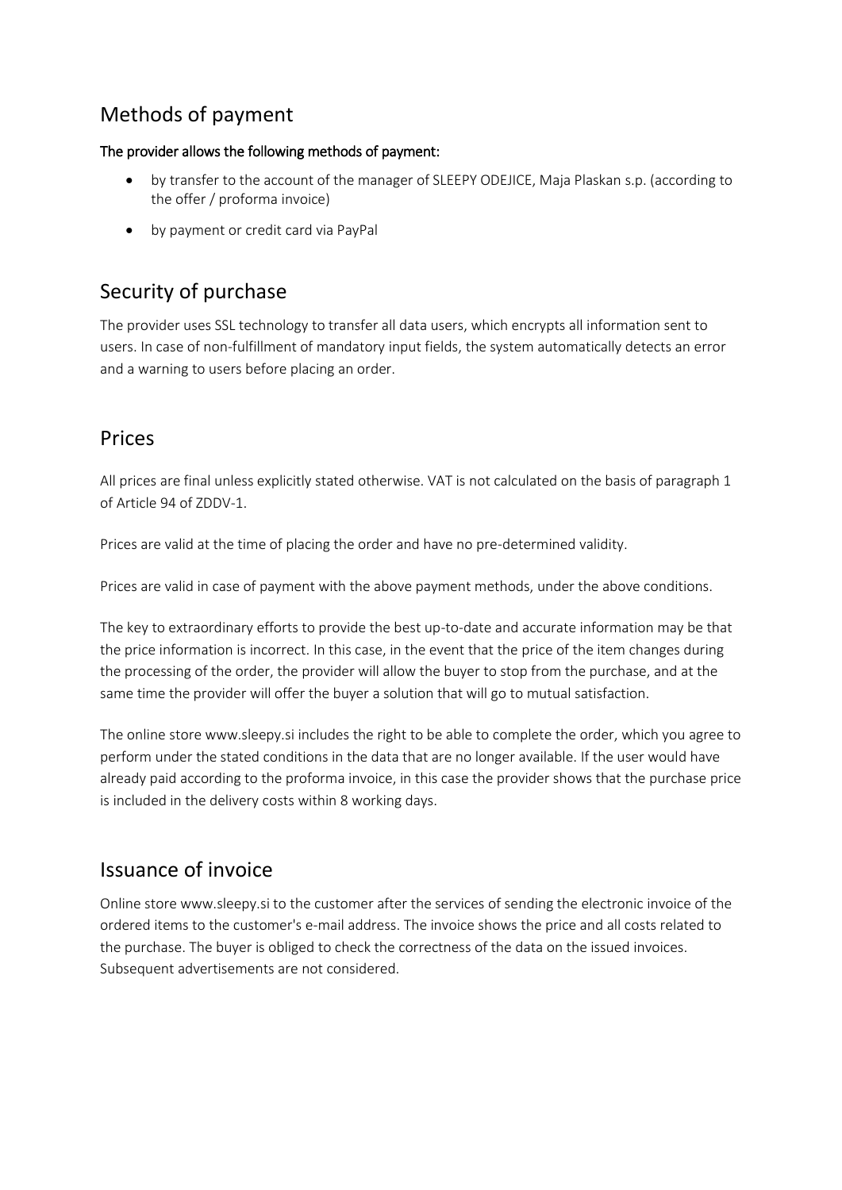## Methods of payment

**The provider allows the following methods of payment:**

- by transfer to the account of the manager of SLEEPY ODEJICE, Maja Plaskan s.p. (according to the offer / proforma invoice)
- by payment or credit card via PayPal

## Security of purchase

The provider uses SSL technology to transfer all data users, which encrypts all information sent to users. In case of non-fulfillment of mandatory input fields, the system automatically detects an error and a warning to users before placing an order.

## Prices

All prices are final unless explicitly stated otherwise. VAT is not calculated on the basis of paragraph 1 of Article 94 of ZDDV-1.

Prices are valid at the time of placing the order and have no pre-determined validity.

Prices are valid in case of payment with the above payment methods, under the above conditions.

The key to extraordinary efforts to provide the best up-to-date and accurate information may be that the price information is incorrect. In this case, in the event that the price of the item changes during the processing of the order, the provider will allow the buyer to stop from the purchase, and at the same time the provider will offer the buyer a solution that will go to mutual satisfaction.

The online store www.sleepy.si includes the right to be able to complete the order, which you agree to perform under the stated conditions in the data that are no longer available. If the user would have already paid according to the proforma invoice, in this case the provider shows that the purchase price is included in the delivery costs within 8 working days.

## Issuance of invoice

Online store www.sleepy.si to the customer after the services of sending the electronic invoice of the ordered items to the customer's e-mail address. The invoice shows the price and all costs related to the purchase. The buyer is obliged to check the correctness of the data on the issued invoices. Subsequent advertisements are not considered.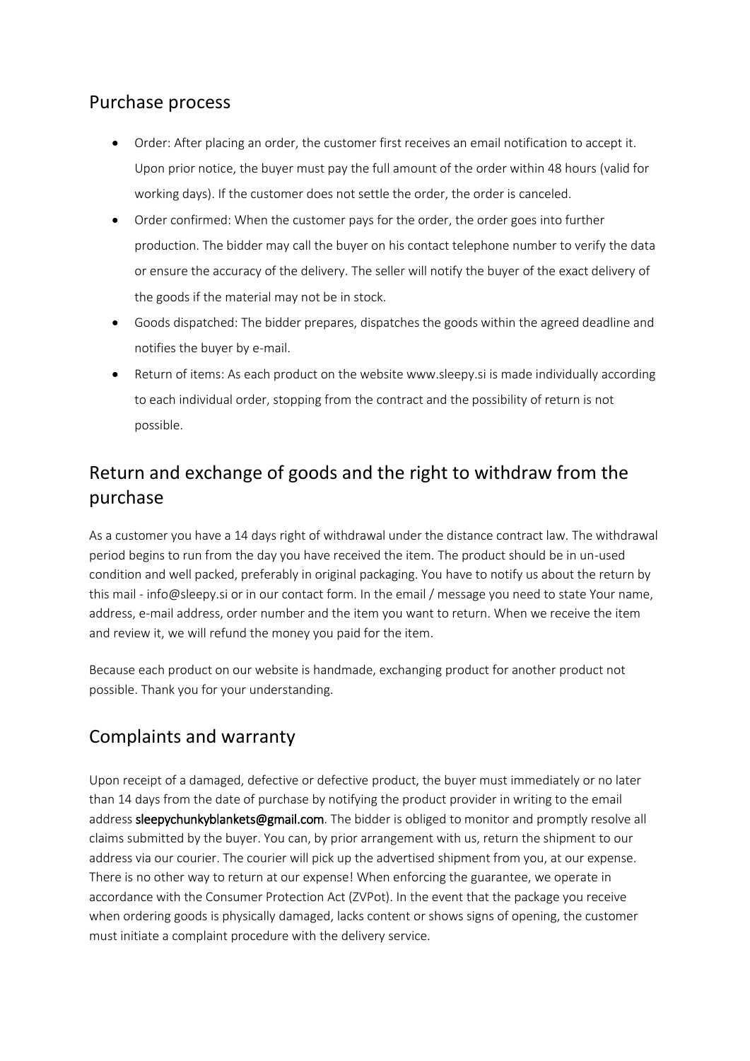## Purchase process

- Order: After placing an order, the customer first receives an email notification to accept it. Upon prior notice, the buyer must pay the full amount of the order within 48 hours (valid for working days). If the customer does not settle the order, the order is canceled.
- Order confirmed: When the customer pays for the order, the order goes into further production. The bidder may call the buyer on his contact telephone number to verify the data or ensure the accuracy of the delivery. The seller will notify the buyer of the exact delivery of the goods if the material may not be in stock.
- Goods dispatched: The bidder prepares, dispatches the goods within the agreed deadline and notifies the buyer by e-mail.
- Return of items: As each product on the website www.sleepy.si is made individually according to each individual order, stopping from the contract and the possibility of return is not possible.

## Return and exchange of goods and the right to withdraw from the purchase

As a customer you have a 14 days right of withdrawal under the distance contract law. The withdrawal period begins to run from the day you have received the item. The product should be in un-used condition and well packed, preferably in original packaging. You have to notify us about the return by this mail - info@sleepy.si or in our contact form. In the email / message you need to state Your name, address, e-mail address, order number and the item you want to return. When we receive the item and review it, we will refund the money you paid for the item.

Because each product on our website is handmade, exchanging product for another product not possible. Thank you for your understanding.

## Complaints and warranty

Upon receipt of a damaged, defective or defective product, the buyer must immediately or no later than 14 days from the date of purchase by notifying the product provider in writing to the email address sleepychunkyblankets@gmail.com. The bidder is obliged to monitor and promptly resolve all claims submitted by the buyer. You can, by prior arrangement with us, return the shipment to our address via our courier. The courier will pick up the advertised shipment from you, at our expense. There is no other way to return at our expense! When enforcing the guarantee, we operate in accordance with the Consumer Protection Act (ZVPot). In the event that the package you receive when ordering goods is physically damaged, lacks content or shows signs of opening, the customer must initiate a complaint procedure with the delivery service.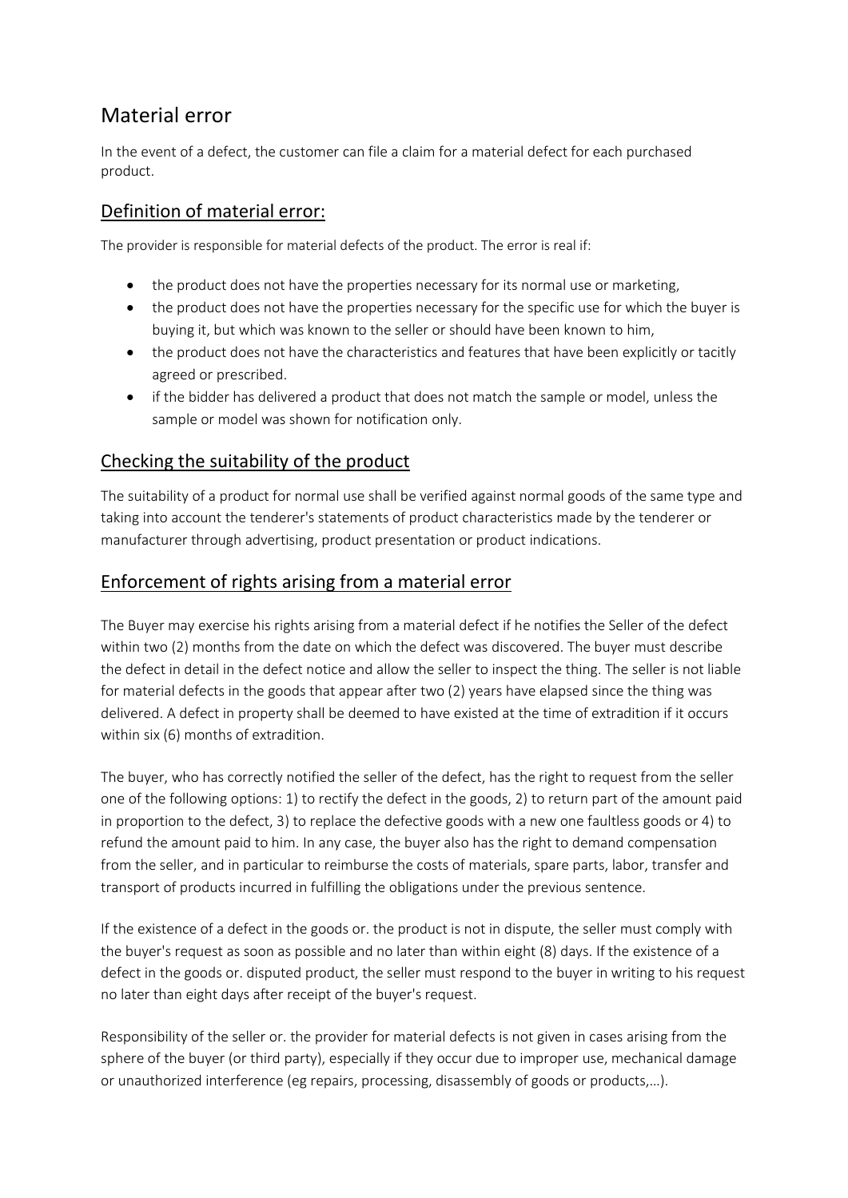# Material error

In the event of a defect, the customer can file a claim for a material defect for each purchased product.

## Definition of material error:

The provider is responsible for material defects of the product. The error is real if:

- the product does not have the properties necessary for its normal use or marketing,
- the product does not have the properties necessary for the specific use for which the buyer is buying it, but which was known to the seller or should have been known to him,
- the product does not have the characteristics and features that have been explicitly or tacitly agreed or prescribed.
- if the bidder has delivered a product that does not match the sample or model, unless the sample or model was shown for notification only.

## Checking the suitability of the product

The suitability of a product for normal use shall be verified against normal goods of the same type and taking into account the tenderer's statements of product characteristics made by the tenderer or manufacturer through advertising, product presentation or product indications.

## Enforcement of rights arising from a material error

The Buyer may exercise his rights arising from a material defect if he notifies the Seller of the defect within two (2) months from the date on which the defect was discovered. The buyer must describe the defect in detail in the defect notice and allow the seller to inspect the thing. The seller is not liable for material defects in the goods that appear after two (2) years have elapsed since the thing was delivered. A defect in property shall be deemed to have existed at the time of extradition if it occurs within six (6) months of extradition.

The buyer, who has correctly notified the seller of the defect, has the right to request from the seller one of the following options: 1) to rectify the defect in the goods, 2) to return part of the amount paid in proportion to the defect, 3) to replace the defective goods with a new one faultless goods or 4) to refund the amount paid to him. In any case, the buyer also has the right to demand compensation from the seller, and in particular to reimburse the costs of materials, spare parts, labor, transfer and transport of products incurred in fulfilling the obligations under the previous sentence.

If the existence of a defect in the goods or. the product is not in dispute, the seller must comply with the buyer's request as soon as possible and no later than within eight (8) days. If the existence of a defect in the goods or. disputed product, the seller must respond to the buyer in writing to his request no later than eight days after receipt of the buyer's request.

Responsibility of the seller or. the provider for material defects is not given in cases arising from the sphere of the buyer (or third party), especially if they occur due to improper use, mechanical damage or unauthorized interference (eg repairs, processing, disassembly of goods or products,…).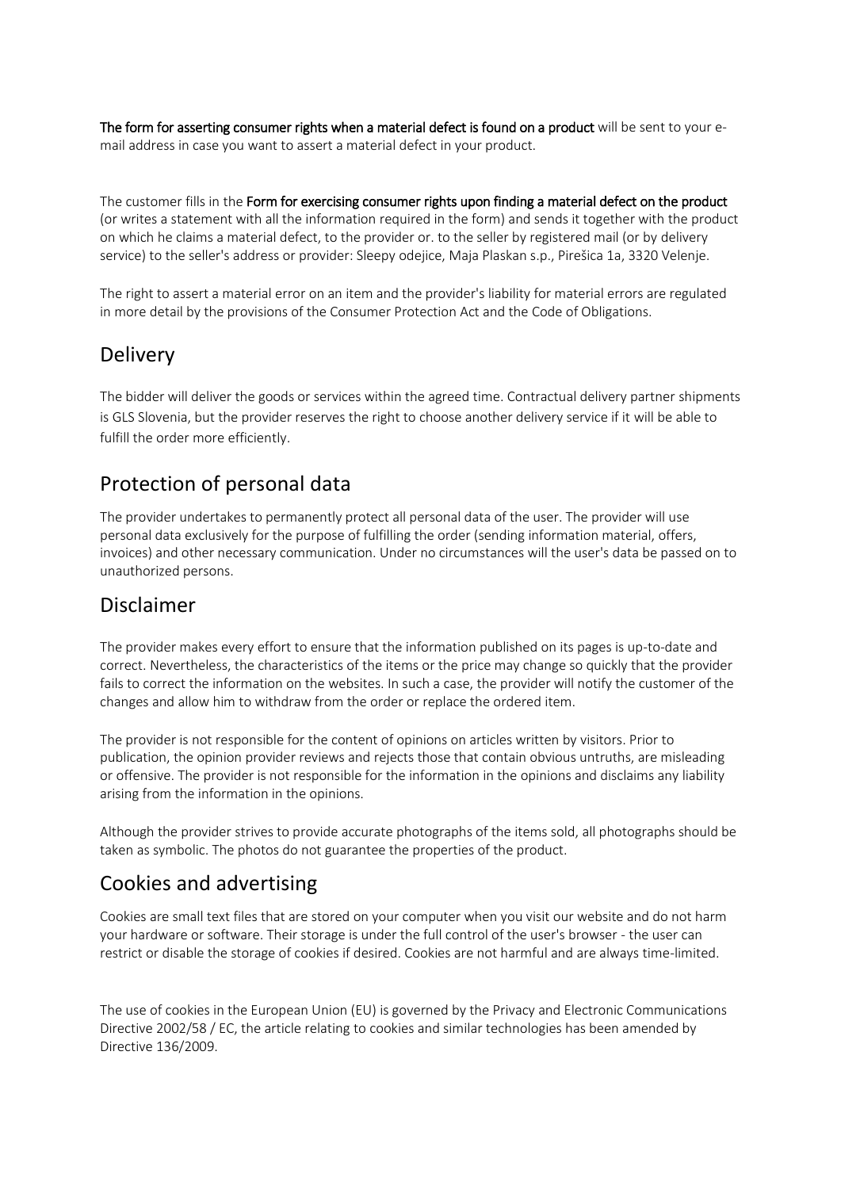**The form for asserting consumer rights when a material defect is found on a product** will be sent to your e-mail address in case you want to assert a material defect in your product.

The customer fills in the **Form for exercising consumer rights upon finding a material defect on the product** (or writes a statement with all the information required in the form) and sends it together with the product on which he claims a material defect, to the provider or. to the seller by registered mail (or by delivery service) to the seller's address or provider: Sleepy odejice, Maja Plaskan s.p., Pirešica 1a, 3320 Velenje.

The right to assert a material error on an item and the provider's liability for material errors are regulated in more detail by the provisions of the Consumer Protection Act and the Code of Obligations.

## Delivery

The bidder will deliver the goods or services within the agreed time. Contractual delivery partner shipments is GLS Slovenia, but the provider reserves the right to choose another delivery service if it will be able to fulfill the order more efficiently.

## Protection of personal data

The provider undertakes to permanently protect all personal data of the user. The provider will use personal data exclusively for the purpose of fulfilling the order (sending information material, offers, invoices) and other necessary communication. Under no circumstances will the user's data be passed on to unauthorized persons.

## Disclaimer

The provider makes every effort to ensure that the information published on its pages is up-to-date and correct. Nevertheless, the characteristics of the items or the price may change so quickly that the provider fails to correct the information on the websites. In such a case, the provider will notify the customer of the changes and allow him to withdraw from the order or replace the ordered item.

The provider is not responsible for the content of opinions on articles written by visitors. Prior to publication, the opinion provider reviews and rejects those that contain obvious untruths, are misleading or offensive. The provider is not responsible for the information in the opinions and disclaims any liability arising from the information in the opinions.

Although the provider strives to provide accurate photographs of the items sold, all photographs should be taken as symbolic. The photos do not guarantee the properties of the product.

## Cookies and advertising

Cookies are small text files that are stored on your computer when you visit our website and do not harm your hardware or software. Their storage is under the full control of the user's browser - the user can restrict or disable the storage of cookies if desired. Cookies are not harmful and are always time-limited.

The use of cookies in the European Union (EU) is governed by the Privacy and Electronic Communications Directive 2002/58 / EC, the article relating to cookies and similar technologies has been amended by Directive 136/2009.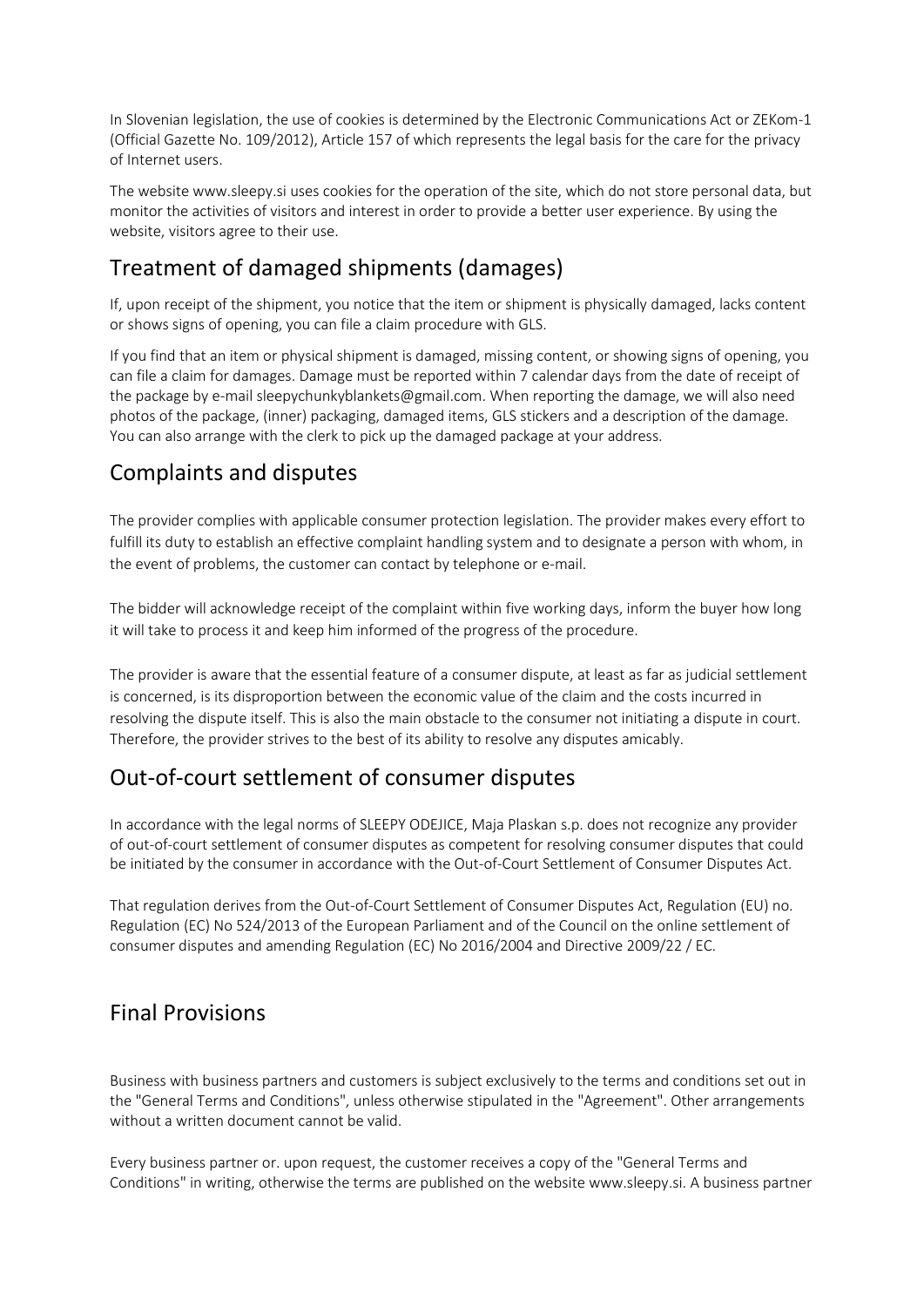In Slovenian legislation, the use of cookies is determined by the Electronic Communications Act or ZEKom-1 (Official Gazette No. 109/2012), Article 157 of which represents the legal basis for the care for the privacy of Internet users.

The website www.sleepy.si uses cookies for the operation of the site, which do not store personal data, but monitor the activities of visitors and interest in order to provide a better user experience. By using the website, visitors agree to their use.

## Treatment of damaged shipments (damages)

If, upon receipt of the shipment, you notice that the item or shipment is physically damaged, lacks content or shows signs of opening, you can file a claim procedure with GLS.

If you find that an item or physical shipment is damaged, missing content, or showing signs of opening, you can file a claim for damages. Damage must be reported within 7 calendar days from the date of receipt of the package by e-mail sleepychunkyblankets@gmail.com. When reporting the damage, we will also need photos of the package, (inner) packaging, damaged items, GLS stickers and a description of the damage. You can also arrange with the clerk to pick up the damaged package at your address.

## Complaints and disputes

The provider complies with applicable consumer protection legislation. The provider makes every effort to fulfill its duty to establish an effective complaint handling system and to designate a person with whom, in the event of problems, the customer can contact by telephone or e-mail.

The bidder will acknowledge receipt of the complaint within five working days, inform the buyer how long it will take to process it and keep him informed of the progress of the procedure.

The provider is aware that the essential feature of a consumer dispute, at least as far as judicial settlement is concerned, is its disproportion between the economic value of the claim and the costs incurred in resolving the dispute itself. This is also the main obstacle to the consumer not initiating a dispute in court. Therefore, the provider strives to the best of its ability to resolve any disputes amicably.

## Out-of-court settlement of consumer disputes

In accordance with the legal norms of SLEEPY ODEJICE, Maja Plaskan s.p. does not recognize any provider of out-of-court settlement of consumer disputes as competent for resolving consumer disputes that could be initiated by the consumer in accordance with the Out-of-Court Settlement of Consumer Disputes Act.

That regulation derives from the Out-of-Court Settlement of Consumer Disputes Act, Regulation (EU) no. Regulation (EC) No 524/2013 of the European Parliament and of the Council on the online settlement of consumer disputes and amending Regulation (EC) No 2016/2004 and Directive 2009/22 / EC.

## Final Provisions

Business with business partners and customers is subject exclusively to the terms and conditions set out in the "General Terms and Conditions", unless otherwise stipulated in the "Agreement". Other arrangements without a written document cannot be valid.

Every business partner or. upon request, the customer receives a copy of the "General Terms and Conditions" in writing, otherwise the terms are published on the website www.sleepy.si. A business partner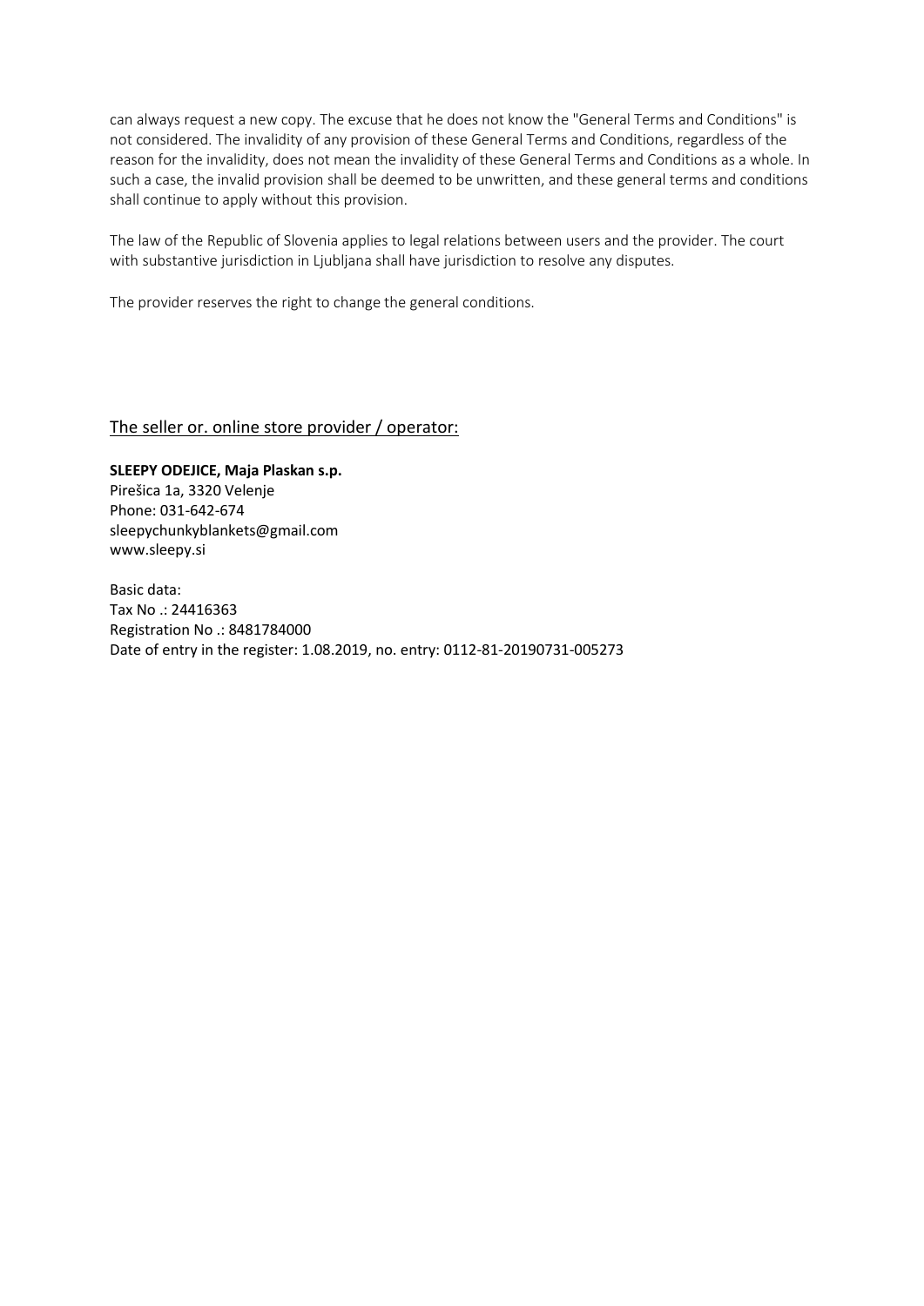can always request a new copy. The excuse that he does not know the "General Terms and Conditions" is not considered. The invalidity of any provision of these General Terms and Conditions, regardless of the reason for the invalidity, does not mean the invalidity of these General Terms and Conditions as a whole. In such a case, the invalid provision shall be deemed to be unwritten, and these general terms and conditions shall continue to apply without this provision.

The law of the Republic of Slovenia applies to legal relations between users and the provider. The court with substantive jurisdiction in Ljubljana shall have jurisdiction to resolve any disputes.

The provider reserves the right to change the general conditions.

## The seller or. online store provider / operator:

**SLEEPY ODEJICE, Maja Plaskan s.p.**
Pirešica 1a, 3320 Velenje
Phone: 031-642-674
sleepychunkyblankets@gmail.com
www.sleepy.si

Basic data:
Tax No .: 24416363
Registration No .: 8481784000
Date of entry in the register: 1.08.2019, no. entry: 0112-81-20190731-005273